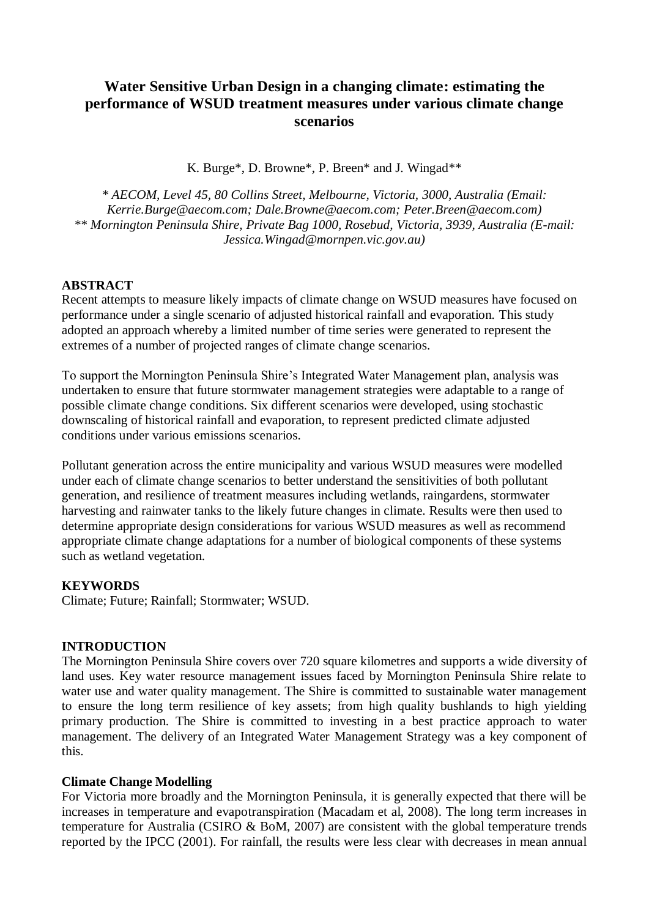# Water Sensitive Urban Design in a changing climate: estimating the performance of WSUD treatment measures under various climate change scenarios

K. Burge*, D. Browne*, P. Breen* and J. Wingad**

\* *AECOM, Level 45, 80 Collins Street, Melbourne, Victoria, 3000, Australia (Email: Kerrie.Burge@aecom.com; Dale.Browne@aecom.com; Peter.Breen@aecom.com)*
\** *Mornington Peninsula Shire, Private Bag 1000, Rosebud, Victoria, 3939, Australia (E-mail: Jessica.Wingad@mornpen.vic.gov.au)*

## ABSTRACT

Recent attempts to measure likely impacts of climate change on WSUD measures have focused on performance under a single scenario of adjusted historical rainfall and evaporation. This study adopted an approach whereby a limited number of time series were generated to represent the extremes of a number of projected ranges of climate change scenarios.

To support the Mornington Peninsula Shire's Integrated Water Management plan, analysis was undertaken to ensure that future stormwater management strategies were adaptable to a range of possible climate change conditions. Six different scenarios were developed, using stochastic downscaling of historical rainfall and evaporation, to represent predicted climate adjusted conditions under various emissions scenarios.

Pollutant generation across the entire municipality and various WSUD measures were modelled under each of climate change scenarios to better understand the sensitivities of both pollutant generation, and resilience of treatment measures including wetlands, raingardens, stormwater harvesting and rainwater tanks to the likely future changes in climate. Results were then used to determine appropriate design considerations for various WSUD measures as well as recommend appropriate climate change adaptations for a number of biological components of these systems such as wetland vegetation.

## KEYWORDS

Climate; Future; Rainfall; Stormwater; WSUD.

## INTRODUCTION

The Mornington Peninsula Shire covers over 720 square kilometres and supports a wide diversity of land uses. Key water resource management issues faced by Mornington Peninsula Shire relate to water use and water quality management. The Shire is committed to sustainable water management to ensure the long term resilience of key assets; from high quality bushlands to high yielding primary production. The Shire is committed to investing in a best practice approach to water management. The delivery of an Integrated Water Management Strategy was a key component of this.

### Climate Change Modelling

For Victoria more broadly and the Mornington Peninsula, it is generally expected that there will be increases in temperature and evapotranspiration (Macadam et al, 2008). The long term increases in temperature for Australia (CSIRO & BoM, 2007) are consistent with the global temperature trends reported by the IPCC (2001). For rainfall, the results were less clear with decreases in mean annual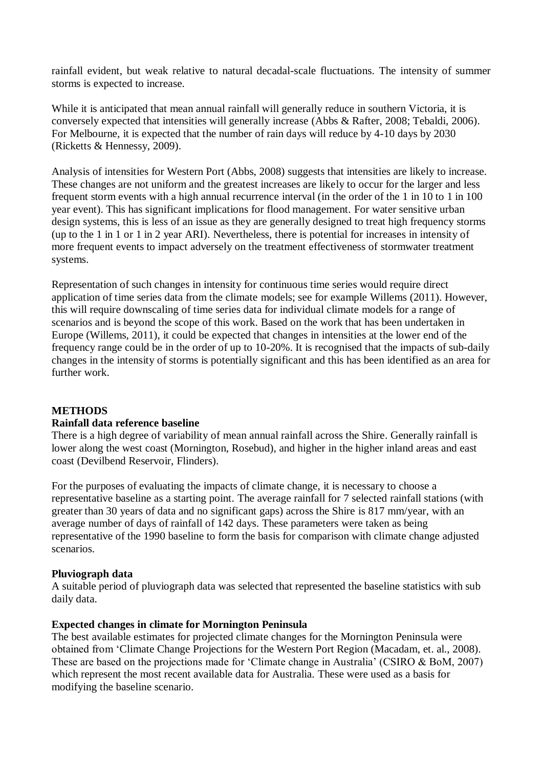rainfall evident, but weak relative to natural decadal-scale fluctuations. The intensity of summer storms is expected to increase.

While it is anticipated that mean annual rainfall will generally reduce in southern Victoria, it is conversely expected that intensities will generally increase (Abbs & Rafter, 2008; Tebaldi, 2006). For Melbourne, it is expected that the number of rain days will reduce by 4-10 days by 2030 (Ricketts & Hennessy, 2009).

Analysis of intensities for Western Port (Abbs, 2008) suggests that intensities are likely to increase. These changes are not uniform and the greatest increases are likely to occur for the larger and less frequent storm events with a high annual recurrence interval (in the order of the 1 in 10 to 1 in 100 year event). This has significant implications for flood management. For water sensitive urban design systems, this is less of an issue as they are generally designed to treat high frequency storms (up to the 1 in 1 or 1 in 2 year ARI). Nevertheless, there is potential for increases in intensity of more frequent events to impact adversely on the treatment effectiveness of stormwater treatment systems.

Representation of such changes in intensity for continuous time series would require direct application of time series data from the climate models; see for example Willems (2011). However, this will require downscaling of time series data for individual climate models for a range of scenarios and is beyond the scope of this work. Based on the work that has been undertaken in Europe (Willems, 2011), it could be expected that changes in intensities at the lower end of the frequency range could be in the order of up to 10-20%. It is recognised that the impacts of sub-daily changes in the intensity of storms is potentially significant and this has been identified as an area for further work.

## METHODS

### Rainfall data reference baseline

There is a high degree of variability of mean annual rainfall across the Shire. Generally rainfall is lower along the west coast (Mornington, Rosebud), and higher in the higher inland areas and east coast (Devilbend Reservoir, Flinders).

For the purposes of evaluating the impacts of climate change, it is necessary to choose a representative baseline as a starting point. The average rainfall for 7 selected rainfall stations (with greater than 30 years of data and no significant gaps) across the Shire is 817 mm/year, with an average number of days of rainfall of 142 days. These parameters were taken as being representative of the 1990 baseline to form the basis for comparison with climate change adjusted scenarios.

### Pluviograph data

A suitable period of pluviograph data was selected that represented the baseline statistics with sub daily data.

### Expected changes in climate for Mornington Peninsula

The best available estimates for projected climate changes for the Mornington Peninsula were obtained from 'Climate Change Projections for the Western Port Region (Macadam, et. al., 2008). These are based on the projections made for 'Climate change in Australia' (CSIRO & BoM, 2007) which represent the most recent available data for Australia. These were used as a basis for modifying the baseline scenario.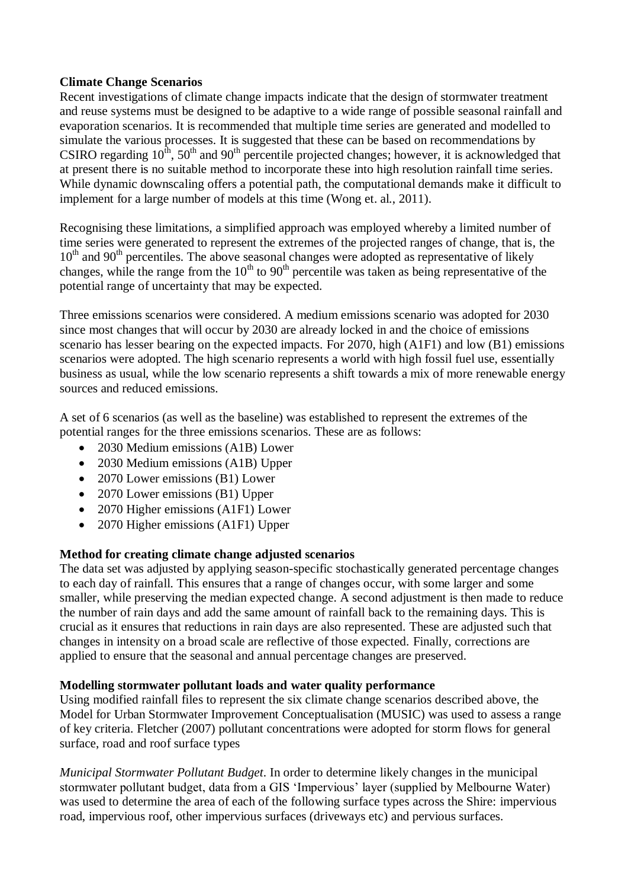**Climate Change Scenarios**

Recent investigations of climate change impacts indicate that the design of stormwater treatment and reuse systems must be designed to be adaptive to a wide range of possible seasonal rainfall and evaporation scenarios. It is recommended that multiple time series are generated and modelled to simulate the various processes. It is suggested that these can be based on recommendations by CSIRO regarding $10^{th}$, $50^{th}$ and $90^{th}$ percentile projected changes; however, it is acknowledged that at present there is no suitable method to incorporate these into high resolution rainfall time series. While dynamic downscaling offers a potential path, the computational demands make it difficult to implement for a large number of models at this time (Wong et. al., 2011).

Recognising these limitations, a simplified approach was employed whereby a limited number of time series were generated to represent the extremes of the projected ranges of change, that is, the $10^{th}$ and $90^{th}$ percentiles. The above seasonal changes were adopted as representative of likely changes, while the range from the $10^{th}$ to $90^{th}$ percentile was taken as being representative of the potential range of uncertainty that may be expected.

Three emissions scenarios were considered. A medium emissions scenario was adopted for 2030 since most changes that will occur by 2030 are already locked in and the choice of emissions scenario has lesser bearing on the expected impacts. For 2070, high (A1F1) and low (B1) emissions scenarios were adopted. The high scenario represents a world with high fossil fuel use, essentially business as usual, while the low scenario represents a shift towards a mix of more renewable energy sources and reduced emissions.

A set of 6 scenarios (as well as the baseline) was established to represent the extremes of the potential ranges for the three emissions scenarios. These are as follows:

- 2030 Medium emissions (A1B) Lower
- 2030 Medium emissions (A1B) Upper
- 2070 Lower emissions (B1) Lower
- 2070 Lower emissions (B1) Upper
- 2070 Higher emissions (A1F1) Lower
- 2070 Higher emissions (A1F1) Upper

**Method for creating climate change adjusted scenarios**

The data set was adjusted by applying season-specific stochastically generated percentage changes to each day of rainfall. This ensures that a range of changes occur, with some larger and some smaller, while preserving the median expected change. A second adjustment is then made to reduce the number of rain days and add the same amount of rainfall back to the remaining days. This is crucial as it ensures that reductions in rain days are also represented. These are adjusted such that changes in intensity on a broad scale are reflective of those expected. Finally, corrections are applied to ensure that the seasonal and annual percentage changes are preserved.

**Modelling stormwater pollutant loads and water quality performance**

Using modified rainfall files to represent the six climate change scenarios described above, the Model for Urban Stormwater Improvement Conceptualisation (MUSIC) was used to assess a range of key criteria. Fletcher (2007) pollutant concentrations were adopted for storm flows for general surface, road and roof surface types

*Municipal Stormwater Pollutant Budget*. In order to determine likely changes in the municipal stormwater pollutant budget, data from a GIS 'Impervious' layer (supplied by Melbourne Water) was used to determine the area of each of the following surface types across the Shire: impervious road, impervious roof, other impervious surfaces (driveways etc) and pervious surfaces.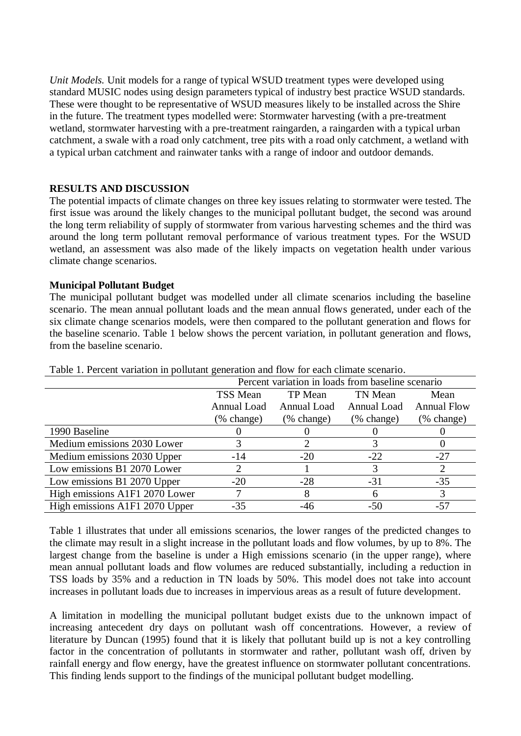*Unit Models.* Unit models for a range of typical WSUD treatment types were developed using standard MUSIC nodes using design parameters typical of industry best practice WSUD standards. These were thought to be representative of WSUD measures likely to be installed across the Shire in the future. The treatment types modelled were: Stormwater harvesting (with a pre-treatment wetland, stormwater harvesting with a pre-treatment raingarden, a raingarden with a typical urban catchment, a swale with a road only catchment, tree pits with a road only catchment, a wetland with a typical urban catchment and rainwater tanks with a range of indoor and outdoor demands.

## RESULTS AND DISCUSSION

The potential impacts of climate changes on three key issues relating to stormwater were tested. The first issue was around the likely changes to the municipal pollutant budget, the second was around the long term reliability of supply of stormwater from various harvesting schemes and the third was around the long term pollutant removal performance of various treatment types. For the WSUD wetland, an assessment was also made of the likely impacts on vegetation health under various climate change scenarios.

### Municipal Pollutant Budget

The municipal pollutant budget was modelled under all climate scenarios including the baseline scenario. The mean annual pollutant loads and the mean annual flows generated, under each of the six climate change scenarios models, were then compared to the pollutant generation and flows for the baseline scenario. Table 1 below shows the percent variation, in pollutant generation and flows, from the baseline scenario.

Table 1. Percent variation in pollutant generation and flow for each climate scenario.

| | Percent variation in loads from baseline scenario | | | |
|---|---|---|---|---|
| | TSS Mean Annual Load (% change) | TP Mean Annual Load (% change) | TN Mean Annual Load (% change) | Mean Annual Flow (% change) |
| 1990 Baseline | 0 | 0 | 0 | 0 |
| Medium emissions 2030 Lower | 3 | 2 | 3 | 0 |
| Medium emissions 2030 Upper | -14 | -20 | -22 | -27 |
| Low emissions B1 2070 Lower | 2 | 1 | 3 | 2 |
| Low emissions B1 2070 Upper | -20 | -28 | -31 | -35 |
| High emissions A1F1 2070 Lower | 7 | 8 | 6 | 3 |
| High emissions A1F1 2070 Upper | -35 | -46 | -50 | -57 |

Table 1 illustrates that under all emissions scenarios, the lower ranges of the predicted changes to the climate may result in a slight increase in the pollutant loads and flow volumes, by up to 8%. The largest change from the baseline is under a High emissions scenario (in the upper range), where mean annual pollutant loads and flow volumes are reduced substantially, including a reduction in TSS loads by 35% and a reduction in TN loads by 50%. This model does not take into account increases in pollutant loads due to increases in impervious areas as a result of future development.

A limitation in modelling the municipal pollutant budget exists due to the unknown impact of increasing antecedent dry days on pollutant wash off concentrations. However, a review of literature by Duncan (1995) found that it is likely that pollutant build up is not a key controlling factor in the concentration of pollutants in stormwater and rather, pollutant wash off, driven by rainfall energy and flow energy, have the greatest influence on stormwater pollutant concentrations. This finding lends support to the findings of the municipal pollutant budget modelling.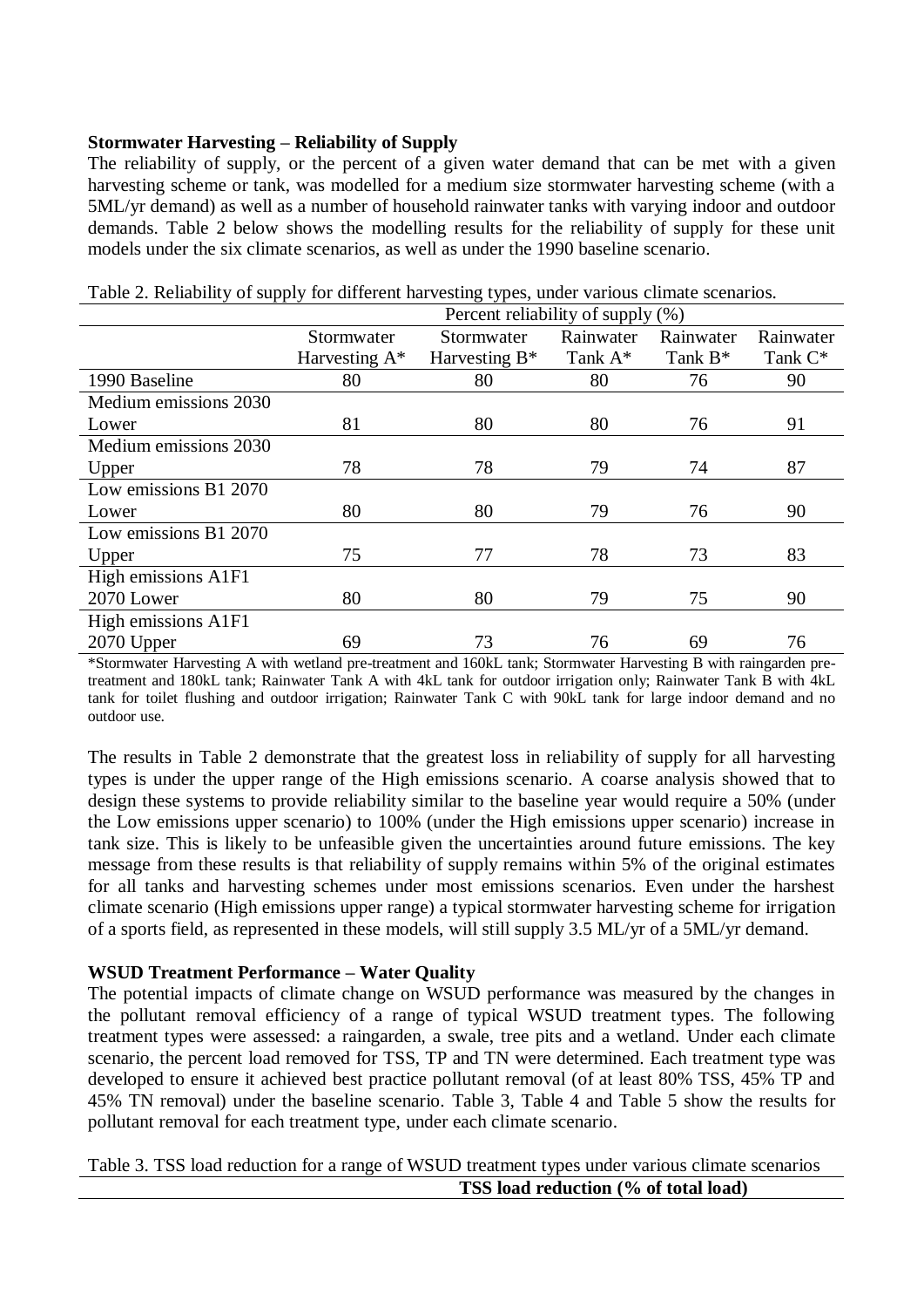**Stormwater Harvesting – Reliability of Supply**

The reliability of supply, or the percent of a given water demand that can be met with a given harvesting scheme or tank, was modelled for a medium size stormwater harvesting scheme (with a 5ML/yr demand) as well as a number of household rainwater tanks with varying indoor and outdoor demands. Table 2 below shows the modelling results for the reliability of supply for these unit models under the six climate scenarios, as well as under the 1990 baseline scenario.

Table 2. Reliability of supply for different harvesting types, under various climate scenarios.

| | Percent reliability of supply (%) | | | | |
|---|---|---|---|---|---|
| | Stormwater Harvesting A* | Stormwater Harvesting B* | Rainwater Tank A* | Rainwater Tank B* | Rainwater Tank C* |
| 1990 Baseline | 80 | 80 | 80 | 76 | 90 |
| Medium emissions 2030 Lower | 81 | 80 | 80 | 76 | 91 |
| Medium emissions 2030 Upper | 78 | 78 | 79 | 74 | 87 |
| Low emissions B1 2070 Lower | 80 | 80 | 79 | 76 | 90 |
| Low emissions B1 2070 Upper | 75 | 77 | 78 | 73 | 83 |
| High emissions A1F1 2070 Lower | 80 | 80 | 79 | 75 | 90 |
| High emissions A1F1 2070 Upper | 69 | 73 | 76 | 69 | 76 |

*Stormwater Harvesting A with wetland pre-treatment and 160kL tank; Stormwater Harvesting B with raingarden pre-treatment and 180kL tank; Rainwater Tank A with 4kL tank for outdoor irrigation only; Rainwater Tank B with 4kL tank for toilet flushing and outdoor irrigation; Rainwater Tank C with 90kL tank for large indoor demand and no outdoor use.

The results in Table 2 demonstrate that the greatest loss in reliability of supply for all harvesting types is under the upper range of the High emissions scenario. A coarse analysis showed that to design these systems to provide reliability similar to the baseline year would require a 50% (under the Low emissions upper scenario) to 100% (under the High emissions upper scenario) increase in tank size. This is likely to be unfeasible given the uncertainties around future emissions. The key message from these results is that reliability of supply remains within 5% of the original estimates for all tanks and harvesting schemes under most emissions scenarios. Even under the harshest climate scenario (High emissions upper range) a typical stormwater harvesting scheme for irrigation of a sports field, as represented in these models, will still supply 3.5 ML/yr of a 5ML/yr demand.

**WSUD Treatment Performance – Water Quality**

The potential impacts of climate change on WSUD performance was measured by the changes in the pollutant removal efficiency of a range of typical WSUD treatment types. The following treatment types were assessed: a raingarden, a swale, tree pits and a wetland. Under each climate scenario, the percent load removed for TSS, TP and TN were determined. Each treatment type was developed to ensure it achieved best practice pollutant removal (of at least 80% TSS, 45% TP and 45% TN removal) under the baseline scenario. Table 3, Table 4 and Table 5 show the results for pollutant removal for each treatment type, under each climate scenario.

Table 3. TSS load reduction for a range of WSUD treatment types under various climate scenarios

| | **TSS load reduction (% of total load)** |
|---|---|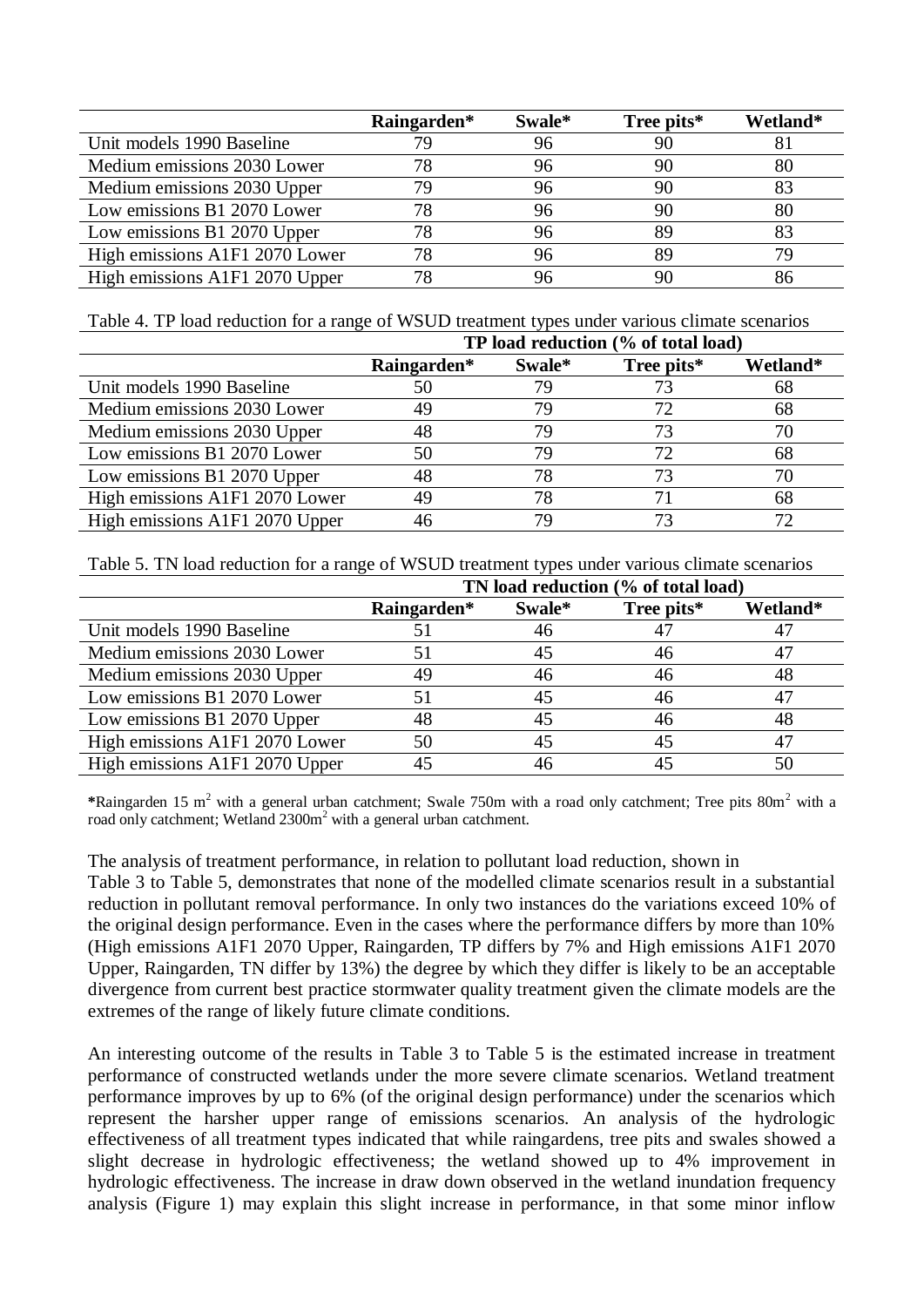| | Raingarden* | Swale* | Tree pits* | Wetland* |
|---|---|---|---|---|
| Unit models 1990 Baseline | 79 | 96 | 90 | 81 |
| Medium emissions 2030 Lower | 78 | 96 | 90 | 80 |
| Medium emissions 2030 Upper | 79 | 96 | 90 | 83 |
| Low emissions B1 2070 Lower | 78 | 96 | 90 | 80 |
| Low emissions B1 2070 Upper | 78 | 96 | 89 | 83 |
| High emissions A1F1 2070 Lower | 78 | 96 | 89 | 79 |
| High emissions A1F1 2070 Upper | 78 | 96 | 90 | 86 |

Table 4. TP load reduction for a range of WSUD treatment types under various climate scenarios

| | TP load reduction (% of total load) | | | |
|---|---|---|---|---|
| | Raingarden* | Swale* | Tree pits* | Wetland* |
| Unit models 1990 Baseline | 50 | 79 | 73 | 68 |
| Medium emissions 2030 Lower | 49 | 79 | 72 | 68 |
| Medium emissions 2030 Upper | 48 | 79 | 73 | 70 |
| Low emissions B1 2070 Lower | 50 | 79 | 72 | 68 |
| Low emissions B1 2070 Upper | 48 | 78 | 73 | 70 |
| High emissions A1F1 2070 Lower | 49 | 78 | 71 | 68 |
| High emissions A1F1 2070 Upper | 46 | 79 | 73 | 72 |

Table 5. TN load reduction for a range of WSUD treatment types under various climate scenarios

| | TN load reduction (% of total load) | | | |
|---|---|---|---|---|
| | Raingarden* | Swale* | Tree pits* | Wetland* |
| Unit models 1990 Baseline | 51 | 46 | 47 | 47 |
| Medium emissions 2030 Lower | 51 | 45 | 46 | 47 |
| Medium emissions 2030 Upper | 49 | 46 | 46 | 48 |
| Low emissions B1 2070 Lower | 51 | 45 | 46 | 47 |
| Low emissions B1 2070 Upper | 48 | 45 | 46 | 48 |
| High emissions A1F1 2070 Lower | 50 | 45 | 45 | 47 |
| High emissions A1F1 2070 Upper | 45 | 46 | 45 | 50 |

*Raingarden 15 $m^2$ with a general urban catchment; Swale 750m with a road only catchment; Tree pits $80m^2$ with a road only catchment; Wetland $2300m^2$ with a general urban catchment.

The analysis of treatment performance, in relation to pollutant load reduction, shown in Table 3 to Table 5, demonstrates that none of the modelled climate scenarios result in a substantial reduction in pollutant removal performance. In only two instances do the variations exceed 10% of the original design performance. Even in the cases where the performance differs by more than 10% (High emissions A1F1 2070 Upper, Raingarden, TP differs by 7% and High emissions A1F1 2070 Upper, Raingarden, TN differ by 13%) the degree by which they differ is likely to be an acceptable divergence from current best practice stormwater quality treatment given the climate models are the extremes of the range of likely future climate conditions.

An interesting outcome of the results in Table 3 to Table 5 is the estimated increase in treatment performance of constructed wetlands under the more severe climate scenarios. Wetland treatment performance improves by up to 6% (of the original design performance) under the scenarios which represent the harsher upper range of emissions scenarios. An analysis of the hydrologic effectiveness of all treatment types indicated that while raingardens, tree pits and swales showed a slight decrease in hydrologic effectiveness; the wetland showed up to 4% improvement in hydrologic effectiveness. The increase in draw down observed in the wetland inundation frequency analysis (Figure 1) may explain this slight increase in performance, in that some minor inflow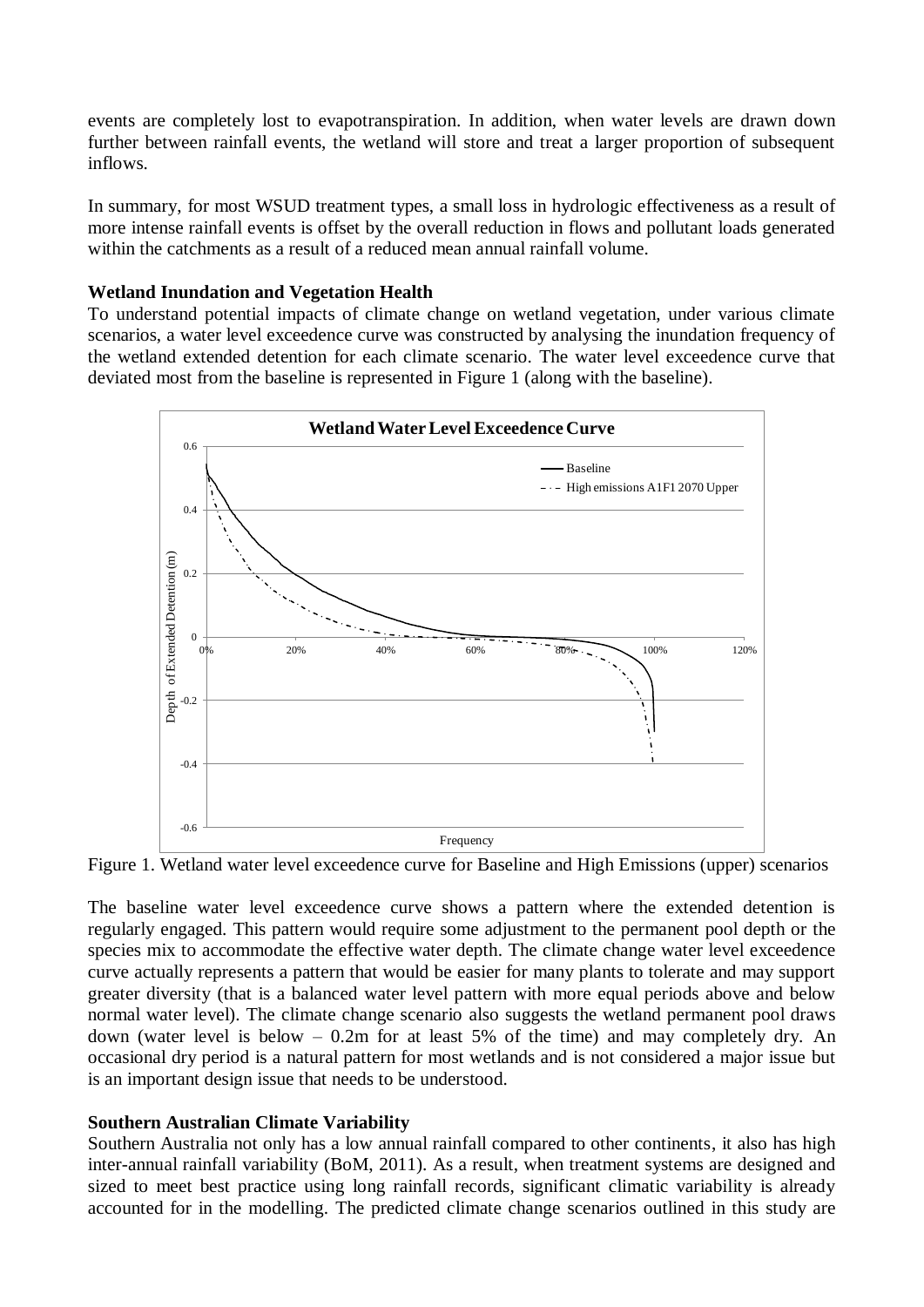events are completely lost to evapotranspiration. In addition, when water levels are drawn down further between rainfall events, the wetland will store and treat a larger proportion of subsequent inflows.

In summary, for most WSUD treatment types, a small loss in hydrologic effectiveness as a result of more intense rainfall events is offset by the overall reduction in flows and pollutant loads generated within the catchments as a result of a reduced mean annual rainfall volume.

**Wetland Inundation and Vegetation Health**

To understand potential impacts of climate change on wetland vegetation, under various climate scenarios, a water level exceedence curve was constructed by analysing the inundation frequency of the wetland extended detention for each climate scenario. The water level exceedence curve that deviated most from the baseline is represented in Figure 1 (along with the baseline).

Wetland Water Level Exceedence Curve

Baseline

High emissions A1F1 2070 Upper

Depth of Extended Detention (m)

0.6
0.4
0.2
0
-0.2
-0.4
-0.6

0%
20%
40%
60%
80%
100%
120%

Frequency

Figure 1. Wetland water level exceedence curve for Baseline and High Emissions (upper) scenarios

The baseline water level exceedence curve shows a pattern where the extended detention is regularly engaged. This pattern would require some adjustment to the permanent pool depth or the species mix to accommodate the effective water depth. The climate change water level exceedence curve actually represents a pattern that would be easier for many plants to tolerate and may support greater diversity (that is a balanced water level pattern with more equal periods above and below normal water level). The climate change scenario also suggests the wetland permanent pool draws down (water level is below – 0.2m for at least 5% of the time) and may completely dry. An occasional dry period is a natural pattern for most wetlands and is not considered a major issue but is an important design issue that needs to be understood.

**Southern Australian Climate Variability**

Southern Australia not only has a low annual rainfall compared to other continents, it also has high inter-annual rainfall variability (BoM, 2011). As a result, when treatment systems are designed and sized to meet best practice using long rainfall records, significant climatic variability is already accounted for in the modelling. The predicted climate change scenarios outlined in this study are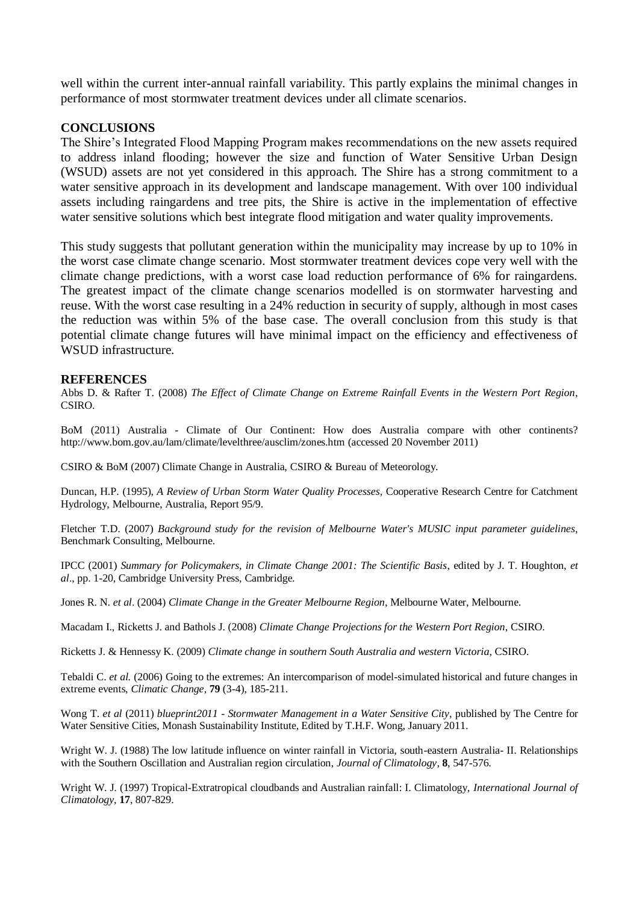well within the current inter-annual rainfall variability. This partly explains the minimal changes in performance of most stormwater treatment devices under all climate scenarios.

## CONCLUSIONS

The Shire's Integrated Flood Mapping Program makes recommendations on the new assets required to address inland flooding; however the size and function of Water Sensitive Urban Design (WSUD) assets are not yet considered in this approach. The Shire has a strong commitment to a water sensitive approach in its development and landscape management. With over 100 individual assets including raingardens and tree pits, the Shire is active in the implementation of effective water sensitive solutions which best integrate flood mitigation and water quality improvements.

This study suggests that pollutant generation within the municipality may increase by up to 10% in the worst case climate change scenario. Most stormwater treatment devices cope very well with the climate change predictions, with a worst case load reduction performance of 6% for raingardens. The greatest impact of the climate change scenarios modelled is on stormwater harvesting and reuse. With the worst case resulting in a 24% reduction in security of supply, although in most cases the reduction was within 5% of the base case. The overall conclusion from this study is that potential climate change futures will have minimal impact on the efficiency and effectiveness of WSUD infrastructure.

## REFERENCES

Abbs D. & Rafter T. (2008) *The Effect of Climate Change on Extreme Rainfall Events in the Western Port Region*, CSIRO.

BoM (2011) Australia - Climate of Our Continent: How does Australia compare with other continents? http://www.bom.gov.au/lam/climate/levelthree/ausclim/zones.htm (accessed 20 November 2011)

CSIRO & BoM (2007) Climate Change in Australia, CSIRO & Bureau of Meteorology.

Duncan, H.P. (1995), *A Review of Urban Storm Water Quality Processes*, Cooperative Research Centre for Catchment Hydrology, Melbourne, Australia, Report 95/9.

Fletcher T.D. (2007) *Background study for the revision of Melbourne Water's MUSIC input parameter guidelines*, Benchmark Consulting, Melbourne.

IPCC (2001) *Summary for Policymakers, in Climate Change 2001: The Scientific Basis*, edited by J. T. Houghton, *et al*., pp. 1-20, Cambridge University Press, Cambridge.

Jones R. N. *et al*. (2004) *Climate Change in the Greater Melbourne Region*, Melbourne Water, Melbourne.

Macadam I., Ricketts J. and Bathols J. (2008) *Climate Change Projections for the Western Port Region*, CSIRO.

Ricketts J. & Hennessy K. (2009) *Climate change in southern South Australia and western Victoria*, CSIRO.

Tebaldi C. *et al.* (2006) Going to the extremes: An intercomparison of model-simulated historical and future changes in extreme events, *Climatic Change*, **79** (3-4), 185-211.

Wong T. *et al* (2011) *blueprint2011 - Stormwater Management in a Water Sensitive City*, published by The Centre for Water Sensitive Cities, Monash Sustainability Institute, Edited by T.H.F. Wong, January 2011.

Wright W. J. (1988) The low latitude influence on winter rainfall in Victoria, south-eastern Australia- II. Relationships with the Southern Oscillation and Australian region circulation, *Journal of Climatology*, **8**, 547-576.

Wright W. J. (1997) Tropical-Extratropical cloudbands and Australian rainfall: I. Climatology, *International Journal of Climatology*, **17**, 807-829.